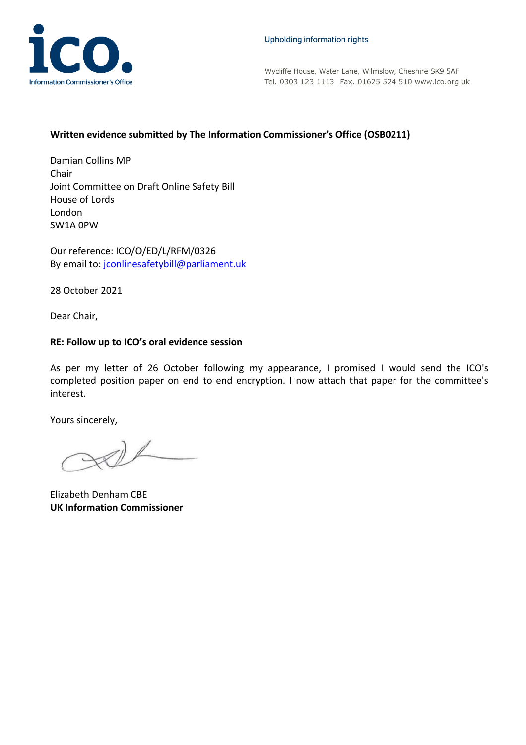ico. Information Commissioner's Office

Upholding information rights

Wycliffe House, Water Lane, Wilmslow, Cheshire SK9 5AF
Tel. 0303 123 1113 Fax. 01625 524 510 www.ico.org.uk

**Written evidence submitted by The Information Commissioner's Office (OSB0211)**

Damian Collins MP
Chair
Joint Committee on Draft Online Safety Bill
House of Lords
London
SW1A 0PW

Our reference: ICO/O/ED/L/RFM/0326
By email to: jconlinesafetybill@parliament.uk

28 October 2021

Dear Chair,

**RE: Follow up to ICO's oral evidence session**

As per my letter of 26 October following my appearance, I promised I would send the ICO's completed position paper on end to end encryption. I now attach that paper for the committee's interest.

Yours sincerely,

Elizabeth Denham CBE
**UK Information Commissioner**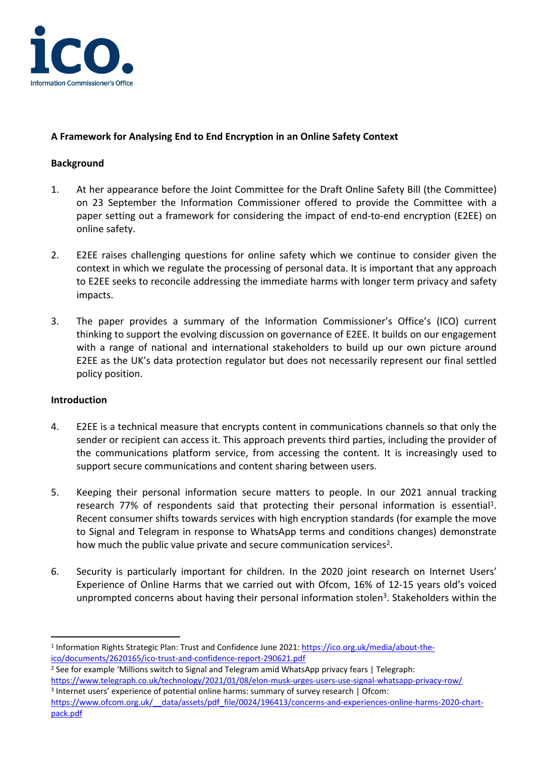**A Framework for Analysing End to End Encryption in an Online Safety Context**

**Background**

1. At her appearance before the Joint Committee for the Draft Online Safety Bill (the Committee) on 23 September the Information Commissioner offered to provide the Committee with a paper setting out a framework for considering the impact of end-to-end encryption (E2EE) on online safety.

2. E2EE raises challenging questions for online safety which we continue to consider given the context in which we regulate the processing of personal data. It is important that any approach to E2EE seeks to reconcile addressing the immediate harms with longer term privacy and safety impacts.

3. The paper provides a summary of the Information Commissioner's Office's (ICO) current thinking to support the evolving discussion on governance of E2EE. It builds on our engagement with a range of national and international stakeholders to build up our own picture around E2EE as the UK's data protection regulator but does not necessarily represent our final settled policy position.

**Introduction**

4. E2EE is a technical measure that encrypts content in communications channels so that only the sender or recipient can access it. This approach prevents third parties, including the provider of the communications platform service, from accessing the content. It is increasingly used to support secure communications and content sharing between users.

5. Keeping their personal information secure matters to people. In our 2021 annual tracking research 77% of respondents said that protecting their personal information is essential[1]. Recent consumer shifts towards services with high encryption standards (for example the move to Signal and Telegram in response to WhatsApp terms and conditions changes) demonstrate how much the public value private and secure communication services[2].

6. Security is particularly important for children. In the 2020 joint research on Internet Users' Experience of Online Harms that we carried out with Ofcom, 16% of 12-15 years old's voiced unprompted concerns about having their personal information stolen[3]. Stakeholders within the

---

[1] Information Rights Strategic Plan: Trust and Confidence June 2021: https://ico.org.uk/media/about-the-ico/documents/2620165/ico-trust-and-confidence-report-290621.pdf

[2] See for example 'Millions switch to Signal and Telegram amid WhatsApp privacy fears | Telegraph: https://www.telegraph.co.uk/technology/2021/01/08/elon-musk-urges-users-use-signal-whatsapp-privacy-row/

[3] Internet users' experience of potential online harms: summary of survey research | Ofcom: https://www.ofcom.org.uk/__data/assets/pdf_file/0024/196413/concerns-and-experiences-online-harms-2020-chart-pack.pdf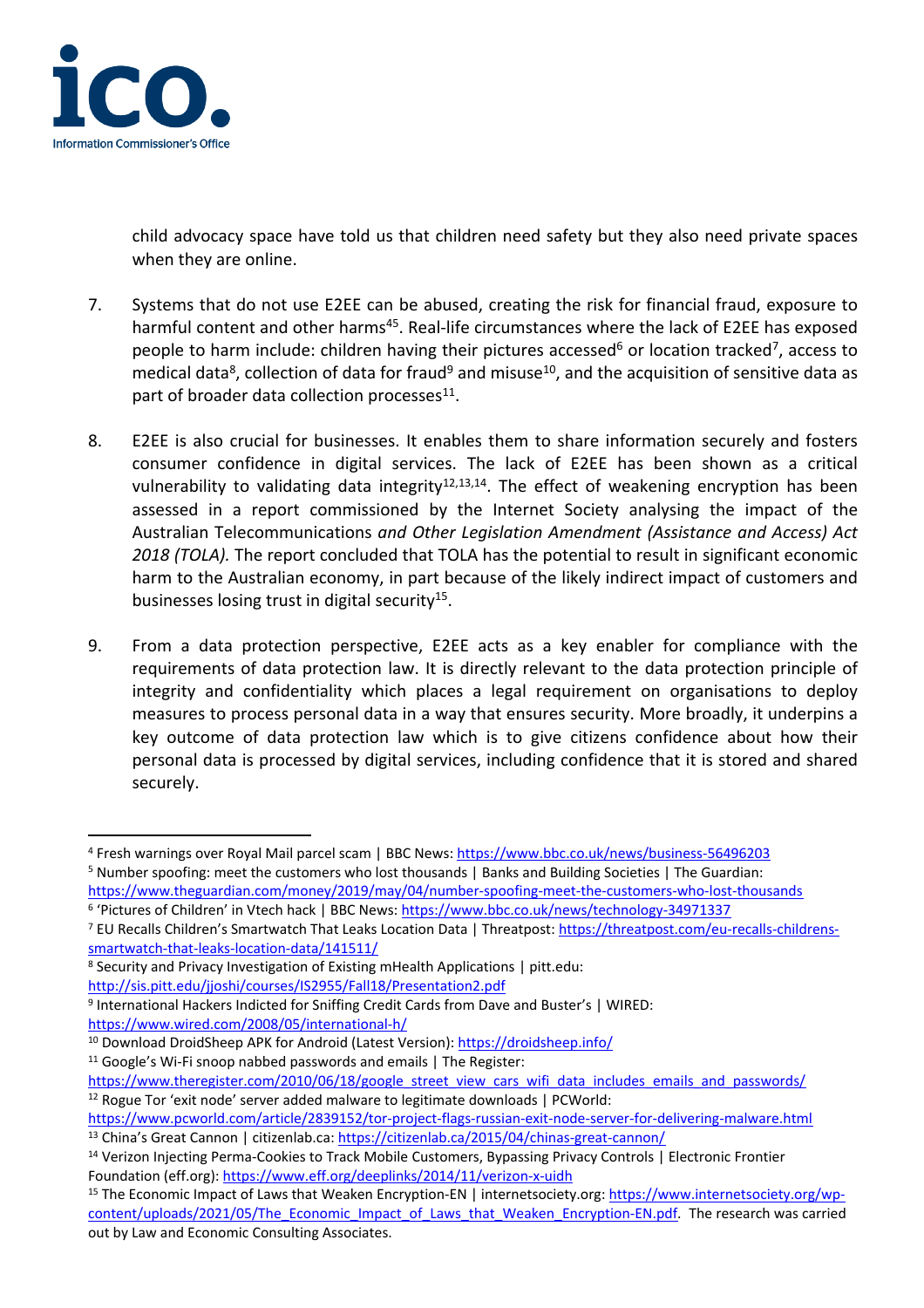child advocacy space have told us that children need safety but they also need private spaces when they are online.

7. Systems that do not use E2EE can be abused, creating the risk for financial fraud, exposure to harmful content and other harms[4,5]. Real-life circumstances where the lack of E2EE has exposed people to harm include: children having their pictures accessed[6] or location tracked[7], access to medical data[8], collection of data for fraud[9] and misuse[10], and the acquisition of sensitive data as part of broader data collection processes[11].

8. E2EE is also crucial for businesses. It enables them to share information securely and fosters consumer confidence in digital services. The lack of E2EE has been shown as a critical vulnerability to validating data integrity[12,13,14]. The effect of weakening encryption has been assessed in a report commissioned by the Internet Society analysing the impact of the Australian Telecommunications *and Other Legislation Amendment (Assistance and Access) Act 2018 (TOLA).* The report concluded that TOLA has the potential to result in significant economic harm to the Australian economy, in part because of the likely indirect impact of customers and businesses losing trust in digital security[15].

9. From a data protection perspective, E2EE acts as a key enabler for compliance with the requirements of data protection law. It is directly relevant to the data protection principle of integrity and confidentiality which places a legal requirement on organisations to deploy measures to process personal data in a way that ensures security. More broadly, it underpins a key outcome of data protection law which is to give citizens confidence about how their personal data is processed by digital services, including confidence that it is stored and shared securely.

---

[4] Fresh warnings over Royal Mail parcel scam | BBC News: https://www.bbc.co.uk/news/business-56496203

[5] Number spoofing: meet the customers who lost thousands | Banks and Building Societies | The Guardian: https://www.theguardian.com/money/2019/may/04/number-spoofing-meet-the-customers-who-lost-thousands

[6] 'Pictures of Children' in Vtech hack | BBC News: https://www.bbc.co.uk/news/technology-34971337

[7] EU Recalls Children's Smartwatch That Leaks Location Data | Threatpost: https://threatpost.com/eu-recalls-childrens-smartwatch-that-leaks-location-data/141511/

[8] Security and Privacy Investigation of Existing mHealth Applications | pitt.edu: http://sis.pitt.edu/jjoshi/courses/IS2955/Fall18/Presentation2.pdf

[9] International Hackers Indicted for Sniffing Credit Cards from Dave and Buster's | WIRED: https://www.wired.com/2008/05/international-h/

[10] Download DroidSheep APK for Android (Latest Version): https://droidsheep.info/

[11] Google's Wi-Fi snoop nabbed passwords and emails | The Register: https://www.theregister.com/2010/06/18/google_street_view_cars_wifi_data_includes_emails_and_passwords/

[12] Rogue Tor 'exit node' server added malware to legitimate downloads | PCWorld: https://www.pcworld.com/article/2839152/tor-project-flags-russian-exit-node-server-for-delivering-malware.html

[13] China's Great Cannon | citizenlab.ca: https://citizenlab.ca/2015/04/chinas-great-cannon/

[14] Verizon Injecting Perma-Cookies to Track Mobile Customers, Bypassing Privacy Controls | Electronic Frontier Foundation (eff.org): https://www.eff.org/deeplinks/2014/11/verizon-x-uidh

[15] The Economic Impact of Laws that Weaken Encryption-EN | internetsociety.org: https://www.internetsociety.org/wp-content/uploads/2021/05/The_Economic_Impact_of_Laws_that_Weaken_Encryption-EN.pdf. The research was carried out by Law and Economic Consulting Associates.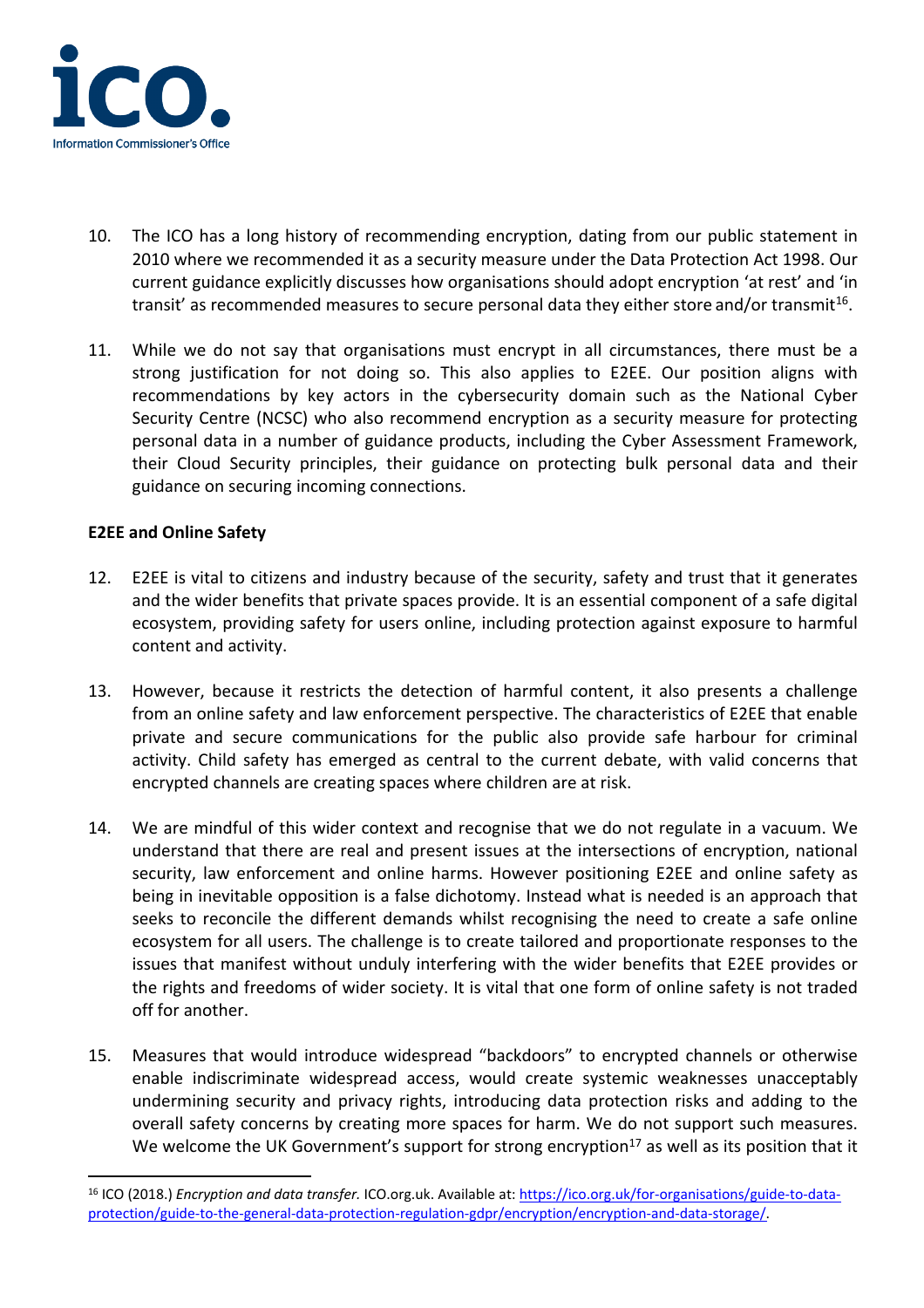10. The ICO has a long history of recommending encryption, dating from our public statement in 2010 where we recommended it as a security measure under the Data Protection Act 1998. Our current guidance explicitly discusses how organisations should adopt encryption 'at rest' and 'in transit' as recommended measures to secure personal data they either store and/or transmit[16].

11. While we do not say that organisations must encrypt in all circumstances, there must be a strong justification for not doing so. This also applies to E2EE. Our position aligns with recommendations by key actors in the cybersecurity domain such as the National Cyber Security Centre (NCSC) who also recommend encryption as a security measure for protecting personal data in a number of guidance products, including the Cyber Assessment Framework, their Cloud Security principles, their guidance on protecting bulk personal data and their guidance on securing incoming connections.

**E2EE and Online Safety**

12. E2EE is vital to citizens and industry because of the security, safety and trust that it generates and the wider benefits that private spaces provide. It is an essential component of a safe digital ecosystem, providing safety for users online, including protection against exposure to harmful content and activity.

13. However, because it restricts the detection of harmful content, it also presents a challenge from an online safety and law enforcement perspective. The characteristics of E2EE that enable private and secure communications for the public also provide safe harbour for criminal activity. Child safety has emerged as central to the current debate, with valid concerns that encrypted channels are creating spaces where children are at risk.

14. We are mindful of this wider context and recognise that we do not regulate in a vacuum. We understand that there are real and present issues at the intersections of encryption, national security, law enforcement and online harms. However positioning E2EE and online safety as being in inevitable opposition is a false dichotomy. Instead what is needed is an approach that seeks to reconcile the different demands whilst recognising the need to create a safe online ecosystem for all users. The challenge is to create tailored and proportionate responses to the issues that manifest without unduly interfering with the wider benefits that E2EE provides or the rights and freedoms of wider society. It is vital that one form of online safety is not traded off for another.

15. Measures that would introduce widespread "backdoors" to encrypted channels or otherwise enable indiscriminate widespread access, would create systemic weaknesses unacceptably undermining security and privacy rights, introducing data protection risks and adding to the overall safety concerns by creating more spaces for harm. We do not support such measures. We welcome the UK Government's support for strong encryption[17] as well as its position that it

---

[16] ICO (2018.) *Encryption and data transfer.* ICO.org.uk. Available at: https://ico.org.uk/for-organisations/guide-to-data-protection/guide-to-the-general-data-protection-regulation-gdpr/encryption/encryption-and-data-storage/.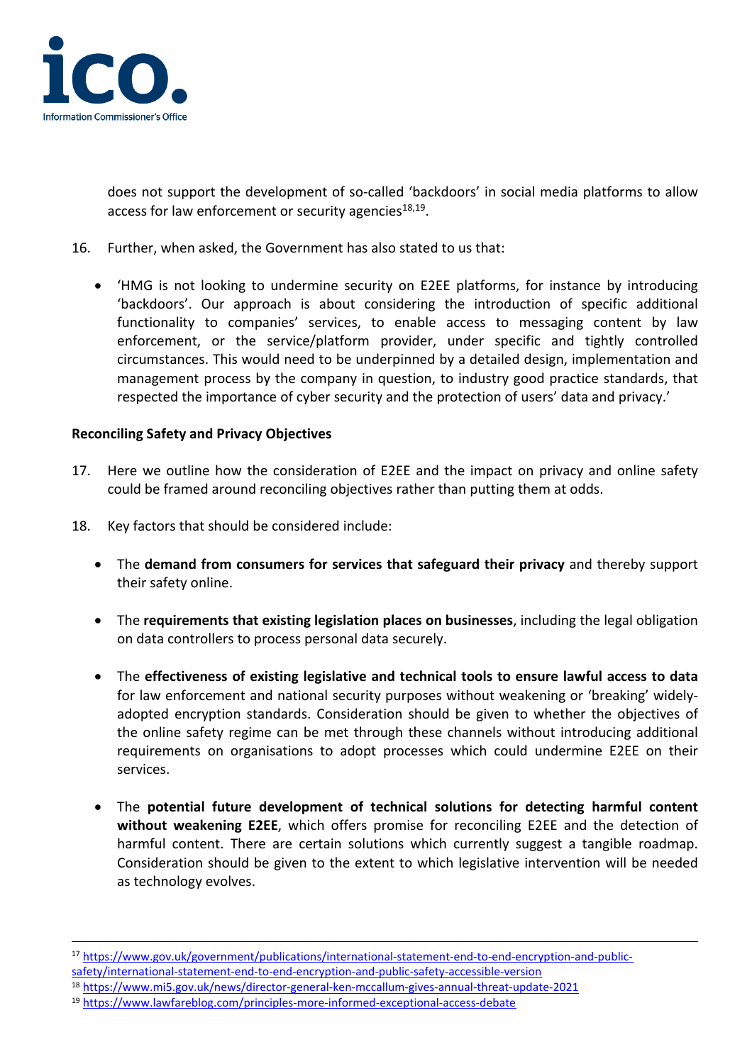does not support the development of so-called 'backdoors' in social media platforms to allow access for law enforcement or security agencies[18,19].

16. Further, when asked, the Government has also stated to us that:

    - 'HMG is not looking to undermine security on E2EE platforms, for instance by introducing 'backdoors'. Our approach is about considering the introduction of specific additional functionality to companies' services, to enable access to messaging content by law enforcement, or the service/platform provider, under specific and tightly controlled circumstances. This would need to be underpinned by a detailed design, implementation and management process by the company in question, to industry good practice standards, that respected the importance of cyber security and the protection of users' data and privacy.'

**Reconciling Safety and Privacy Objectives**

17. Here we outline how the consideration of E2EE and the impact on privacy and online safety could be framed around reconciling objectives rather than putting them at odds.

18. Key factors that should be considered include:

    - The **demand from consumers for services that safeguard their privacy** and thereby support their safety online.

    - The **requirements that existing legislation places on businesses**, including the legal obligation on data controllers to process personal data securely.

    - The **effectiveness of existing legislative and technical tools to ensure lawful access to data** for law enforcement and national security purposes without weakening or 'breaking' widely-adopted encryption standards. Consideration should be given to whether the objectives of the online safety regime can be met through these channels without introducing additional requirements on organisations to adopt processes which could undermine E2EE on their services.

    - The **potential future development of technical solutions for detecting harmful content without weakening E2EE**, which offers promise for reconciling E2EE and the detection of harmful content. There are certain solutions which currently suggest a tangible roadmap. Consideration should be given to the extent to which legislative intervention will be needed as technology evolves.

---

[17] https://www.gov.uk/government/publications/international-statement-end-to-end-encryption-and-public-safety/international-statement-end-to-end-encryption-and-public-safety-accessible-version

[18] https://www.mi5.gov.uk/news/director-general-ken-mccallum-gives-annual-threat-update-2021

[19] https://www.lawfareblog.com/principles-more-informed-exceptional-access-debate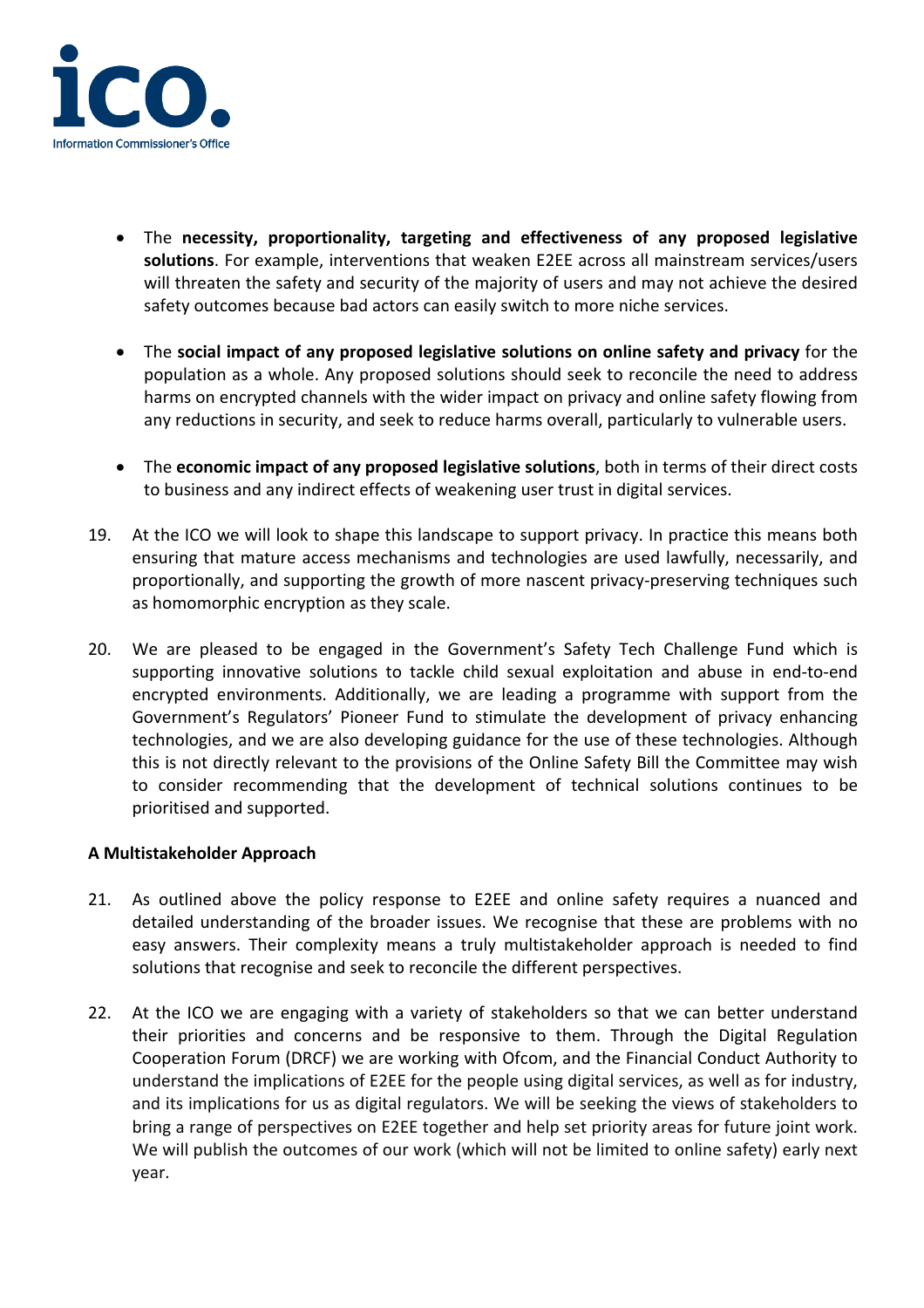- The **necessity, proportionality, targeting and effectiveness of any proposed legislative solutions**. For example, interventions that weaken E2EE across all mainstream services/users will threaten the safety and security of the majority of users and may not achieve the desired safety outcomes because bad actors can easily switch to more niche services.

- The **social impact of any proposed legislative solutions on online safety and privacy** for the population as a whole. Any proposed solutions should seek to reconcile the need to address harms on encrypted channels with the wider impact on privacy and online safety flowing from any reductions in security, and seek to reduce harms overall, particularly to vulnerable users.

- The **economic impact of any proposed legislative solutions**, both in terms of their direct costs to business and any indirect effects of weakening user trust in digital services.

19. At the ICO we will look to shape this landscape to support privacy. In practice this means both ensuring that mature access mechanisms and technologies are used lawfully, necessarily, and proportionally, and supporting the growth of more nascent privacy-preserving techniques such as homomorphic encryption as they scale.

20. We are pleased to be engaged in the Government's Safety Tech Challenge Fund which is supporting innovative solutions to tackle child sexual exploitation and abuse in end-to-end encrypted environments. Additionally, we are leading a programme with support from the Government's Regulators' Pioneer Fund to stimulate the development of privacy enhancing technologies, and we are also developing guidance for the use of these technologies. Although this is not directly relevant to the provisions of the Online Safety Bill the Committee may wish to consider recommending that the development of technical solutions continues to be prioritised and supported.

**A Multistakeholder Approach**

21. As outlined above the policy response to E2EE and online safety requires a nuanced and detailed understanding of the broader issues. We recognise that these are problems with no easy answers. Their complexity means a truly multistakeholder approach is needed to find solutions that recognise and seek to reconcile the different perspectives.

22. At the ICO we are engaging with a variety of stakeholders so that we can better understand their priorities and concerns and be responsive to them. Through the Digital Regulation Cooperation Forum (DRCF) we are working with Ofcom, and the Financial Conduct Authority to understand the implications of E2EE for the people using digital services, as well as for industry, and its implications for us as digital regulators. We will be seeking the views of stakeholders to bring a range of perspectives on E2EE together and help set priority areas for future joint work. We will publish the outcomes of our work (which will not be limited to online safety) early next year.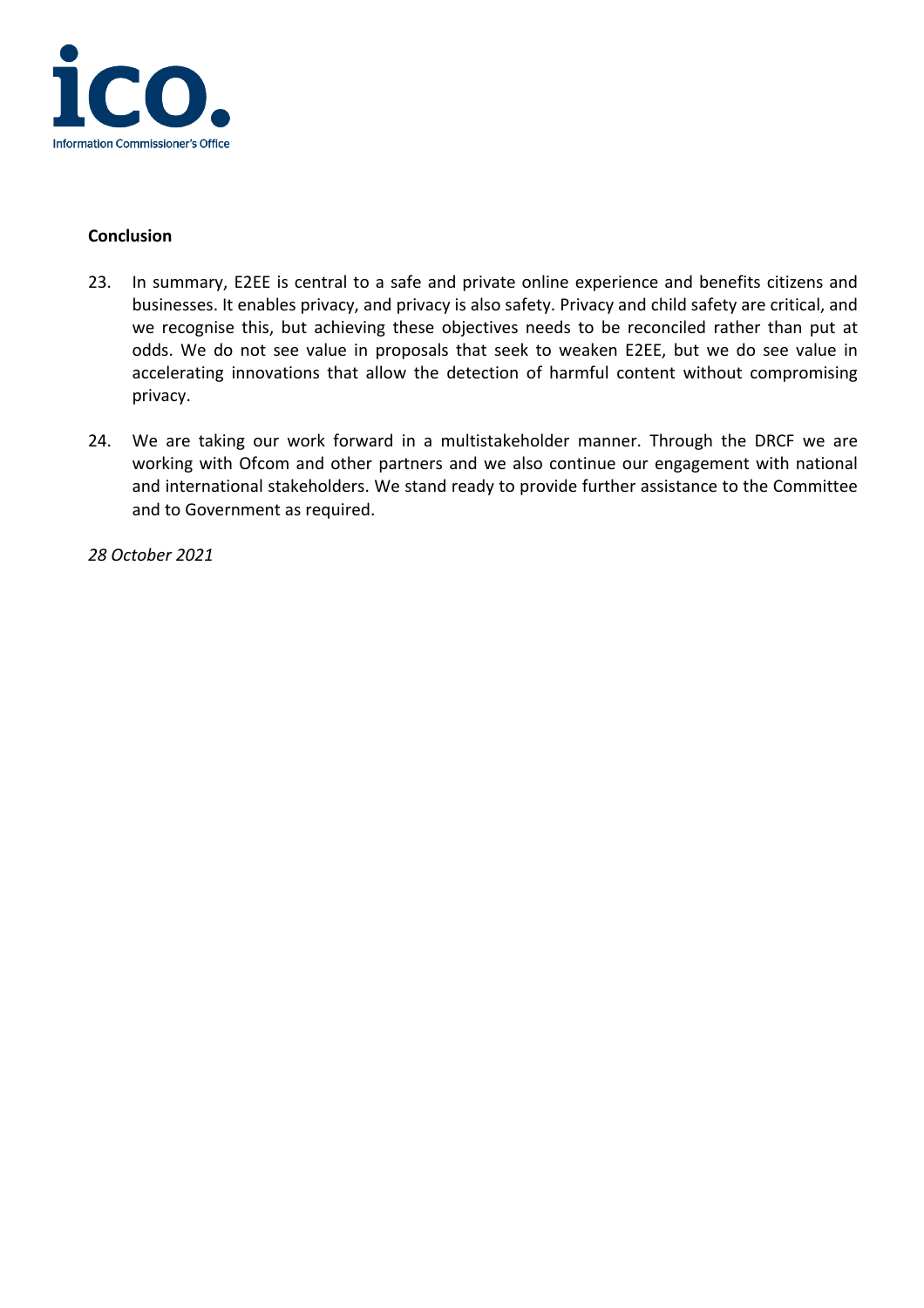**Conclusion**

23. In summary, E2EE is central to a safe and private online experience and benefits citizens and businesses. It enables privacy, and privacy is also safety. Privacy and child safety are critical, and we recognise this, but achieving these objectives needs to be reconciled rather than put at odds. We do not see value in proposals that seek to weaken E2EE, but we do see value in accelerating innovations that allow the detection of harmful content without compromising privacy.

24. We are taking our work forward in a multistakeholder manner. Through the DRCF we are working with Ofcom and other partners and we also continue our engagement with national and international stakeholders. We stand ready to provide further assistance to the Committee and to Government as required.

*28 October 2021*